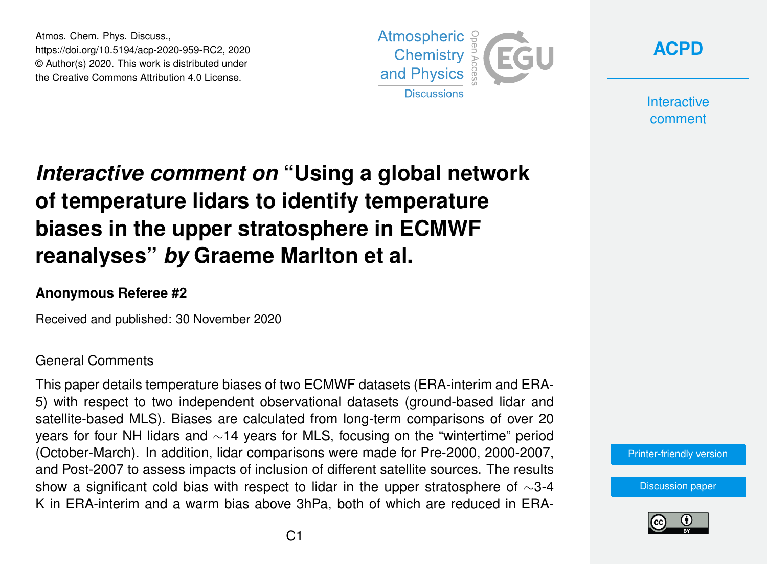Atmos. Chem. Phys. Discuss.,
https://doi.org/10.5194/acp-2020-959-RC2, 2020
© Author(s) 2020. This work is distributed under
the Creative Commons Attribution 4.0 License.

# *Interactive comment on* "Using a global network of temperature lidars to identify temperature biases in the upper stratosphere in ECMWF reanalyses" *by* Graeme Marlton et al.

**Anonymous Referee #2**

Received and published: 30 November 2020

General Comments

This paper details temperature biases of two ECMWF datasets (ERA-interim and ERA-5) with respect to two independent observational datasets (ground-based lidar and satellite-based MLS). Biases are calculated from long-term comparisons of over 20 years for four NH lidars and ~14 years for MLS, focusing on the "wintertime" period (October-March). In addition, lidar comparisons were made for Pre-2000, 2000-2007, and Post-2007 to assess impacts of inclusion of different satellite sources. The results show a significant cold bias with respect to lidar in the upper stratosphere of ~3-4 K in ERA-interim and a warm bias above 3hPa, both of which are reduced in ERA-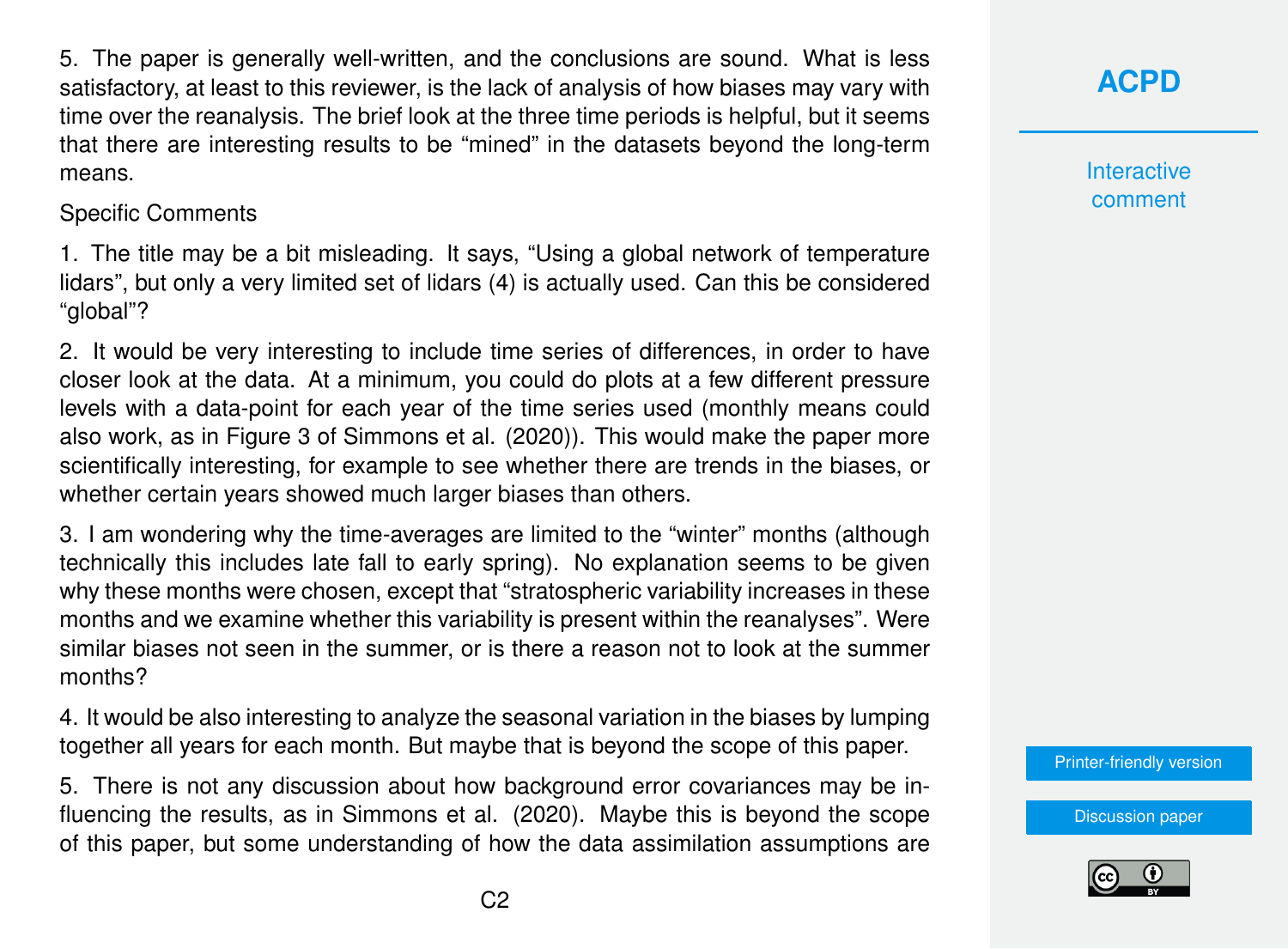5. The paper is generally well-written, and the conclusions are sound. What is less satisfactory, at least to this reviewer, is the lack of analysis of how biases may vary with time over the reanalysis. The brief look at the three time periods is helpful, but it seems that there are interesting results to be "mined" in the datasets beyond the long-term means.

Specific Comments

1. The title may be a bit misleading. It says, "Using a global network of temperature lidars", but only a very limited set of lidars (4) is actually used. Can this be considered "global"?

2. It would be very interesting to include time series of differences, in order to have closer look at the data. At a minimum, you could do plots at a few different pressure levels with a data-point for each year of the time series used (monthly means could also work, as in Figure 3 of Simmons et al. (2020)). This would make the paper more scientifically interesting, for example to see whether there are trends in the biases, or whether certain years showed much larger biases than others.

3. I am wondering why the time-averages are limited to the "winter" months (although technically this includes late fall to early spring). No explanation seems to be given why these months were chosen, except that "stratospheric variability increases in these months and we examine whether this variability is present within the reanalyses". Were similar biases not seen in the summer, or is there a reason not to look at the summer months?

4. It would be also interesting to analyze the seasonal variation in the biases by lumping together all years for each month. But maybe that is beyond the scope of this paper.

5. There is not any discussion about how background error covariances may be influencing the results, as in Simmons et al. (2020). Maybe this is beyond the scope of this paper, but some understanding of how the data assimilation assumptions are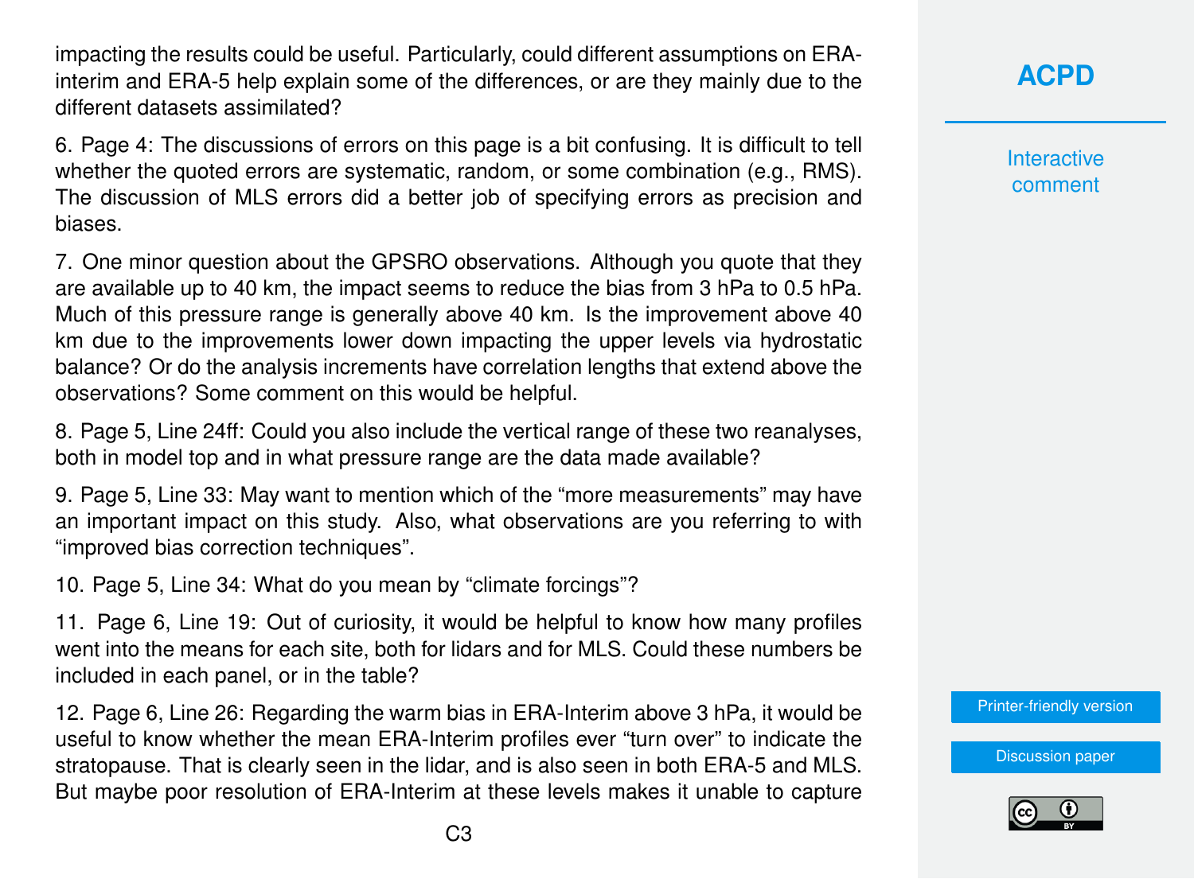impacting the results could be useful. Particularly, could different assumptions on ERA-interim and ERA-5 help explain some of the differences, or are they mainly due to the different datasets assimilated?

6. Page 4: The discussions of errors on this page is a bit confusing. It is difficult to tell whether the quoted errors are systematic, random, or some combination (e.g., RMS). The discussion of MLS errors did a better job of specifying errors as precision and biases.

7. One minor question about the GPSRO observations. Although you quote that they are available up to 40 km, the impact seems to reduce the bias from 3 hPa to 0.5 hPa. Much of this pressure range is generally above 40 km. Is the improvement above 40 km due to the improvements lower down impacting the upper levels via hydrostatic balance? Or do the analysis increments have correlation lengths that extend above the observations? Some comment on this would be helpful.

8. Page 5, Line 24ff: Could you also include the vertical range of these two reanalyses, both in model top and in what pressure range are the data made available?

9. Page 5, Line 33: May want to mention which of the "more measurements" may have an important impact on this study. Also, what observations are you referring to with "improved bias correction techniques".

10. Page 5, Line 34: What do you mean by "climate forcings"?

11. Page 6, Line 19: Out of curiosity, it would be helpful to know how many profiles went into the means for each site, both for lidars and for MLS. Could these numbers be included in each panel, or in the table?

12. Page 6, Line 26: Regarding the warm bias in ERA-Interim above 3 hPa, it would be useful to know whether the mean ERA-Interim profiles ever "turn over" to indicate the stratopause. That is clearly seen in the lidar, and is also seen in both ERA-5 and MLS. But maybe poor resolution of ERA-Interim at these levels makes it unable to capture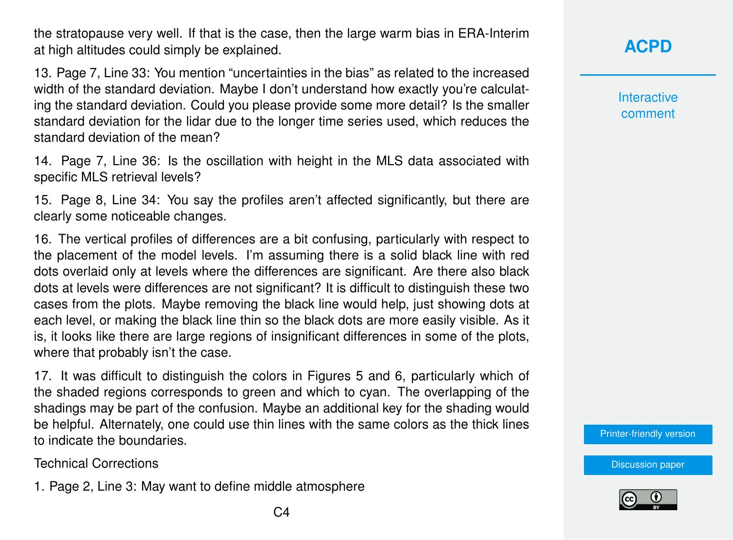the stratopause very well. If that is the case, then the large warm bias in ERA-Interim at high altitudes could simply be explained.

13. Page 7, Line 33: You mention “uncertainties in the bias” as related to the increased width of the standard deviation. Maybe I don’t understand how exactly you’re calculating the standard deviation. Could you please provide some more detail? Is the smaller standard deviation for the lidar due to the longer time series used, which reduces the standard deviation of the mean?

14. Page 7, Line 36: Is the oscillation with height in the MLS data associated with specific MLS retrieval levels?

15. Page 8, Line 34: You say the profiles aren’t affected significantly, but there are clearly some noticeable changes.

16. The vertical profiles of differences are a bit confusing, particularly with respect to the placement of the model levels. I’m assuming there is a solid black line with red dots overlaid only at levels where the differences are significant. Are there also black dots at levels were differences are not significant? It is difficult to distinguish these two cases from the plots. Maybe removing the black line would help, just showing dots at each level, or making the black line thin so the black dots are more easily visible. As it is, it looks like there are large regions of insignificant differences in some of the plots, where that probably isn’t the case.

17. It was difficult to distinguish the colors in Figures 5 and 6, particularly which of the shaded regions corresponds to green and which to cyan. The overlapping of the shadings may be part of the confusion. Maybe an additional key for the shading would be helpful. Alternately, one could use thin lines with the same colors as the thick lines to indicate the boundaries.

Technical Corrections

1. Page 2, Line 3: May want to define middle atmosphere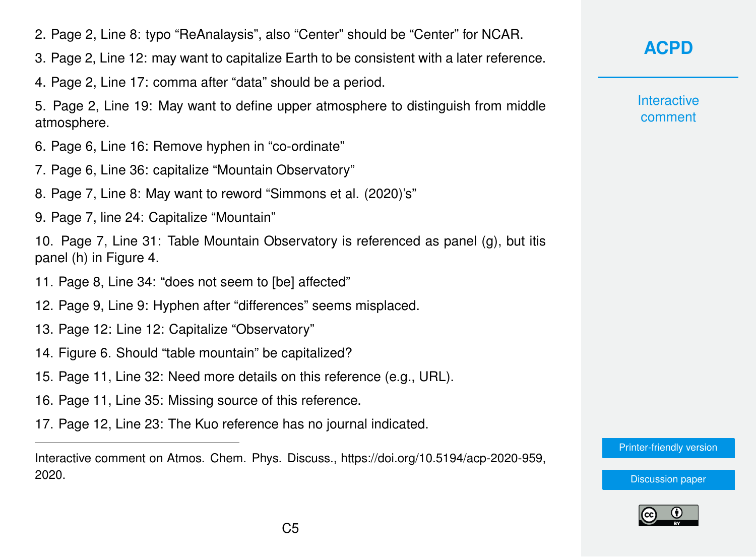2. Page 2, Line 8: typo “ReAnalaysis”, also “Center” should be “Center” for NCAR.
3. Page 2, Line 12: may want to capitalize Earth to be consistent with a later reference.
4. Page 2, Line 17: comma after “data” should be a period.
5. Page 2, Line 19: May want to define upper atmosphere to distinguish from middle atmosphere.
6. Page 6, Line 16: Remove hyphen in “co-ordinate”
7. Page 6, Line 36: capitalize “Mountain Observatory”
8. Page 7, Line 8: May want to reword “Simmons et al. (2020)’s”
9. Page 7, line 24: Capitalize “Mountain”
10. Page 7, Line 31: Table Mountain Observatory is referenced as panel (g), but itis panel (h) in Figure 4.
11. Page 8, Line 34: “does not seem to [be] affected”
12. Page 9, Line 9: Hyphen after “differences” seems misplaced.
13. Page 12: Line 12: Capitalize “Observatory”
14. Figure 6. Should “table mountain” be capitalized?
15. Page 11, Line 32: Need more details on this reference (e.g., URL).
16. Page 11, Line 35: Missing source of this reference.
17. Page 12, Line 23: The Kuo reference has no journal indicated.

---

Interactive comment on Atmos. Chem. Phys. Discuss., https://doi.org/10.5194/acp-2020-959, 2020.